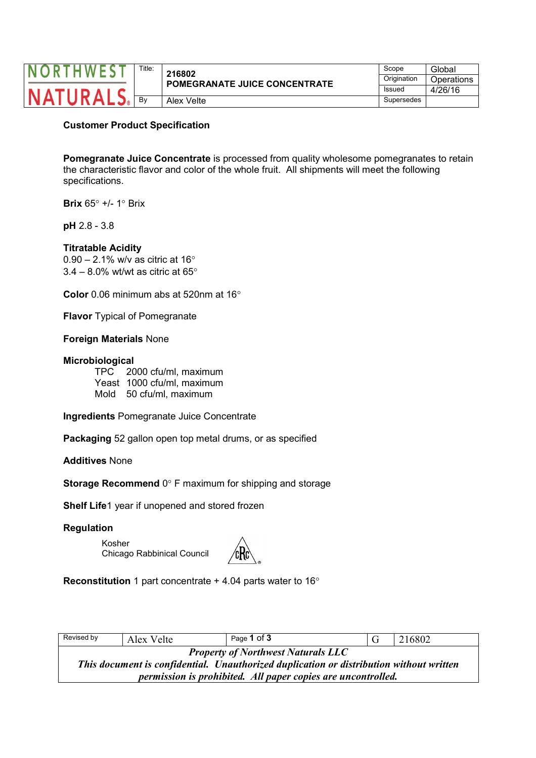| NORTHWEST NATURALS | Title: | 216802 POMEGRANATE JUICE CONCENTRATE | Scope | Global |
|---|---|---|---|---|
| | | | Origination | Operations |
| | | | Issued | 4/26/16 |
| | By | Alex Velte | Supersedes | |

**Customer Product Specification**

**Pomegranate Juice Concentrate** is processed from quality wholesome pomegranates to retain the characteristic flavor and color of the whole fruit. All shipments will meet the following specifications.

**Brix** 65° +/- 1° Brix

**pH** 2.8 - 3.8

**Titratable Acidity**
0.90 – 2.1% w/v as citric at 16°
3.4 – 8.0% wt/wt as citric at 65°

**Color** 0.06 minimum abs at 520nm at 16°

**Flavor** Typical of Pomegranate

**Foreign Materials** None

**Microbiological**

- TPC 2000 cfu/ml, maximum
- Yeast 1000 cfu/ml, maximum
- Mold 50 cfu/ml, maximum

**Ingredients** Pomegranate Juice Concentrate

**Packaging** 52 gallon open top metal drums, or as specified

**Additives** None

**Storage Recommend** 0° F maximum for shipping and storage

**Shelf Life** 1 year if unopened and stored frozen

**Regulation**

Kosher
Chicago Rabbinical Council

**Reconstitution** 1 part concentrate + 4.04 parts water to 16°

| Revised by | Alex Velte | G | 216802 |
|---|---|---|---|

*Property of Northwest Naturals LLC*
*This document is confidential. Unauthorized duplication or distribution without written permission is prohibited. All paper copies are uncontrolled.*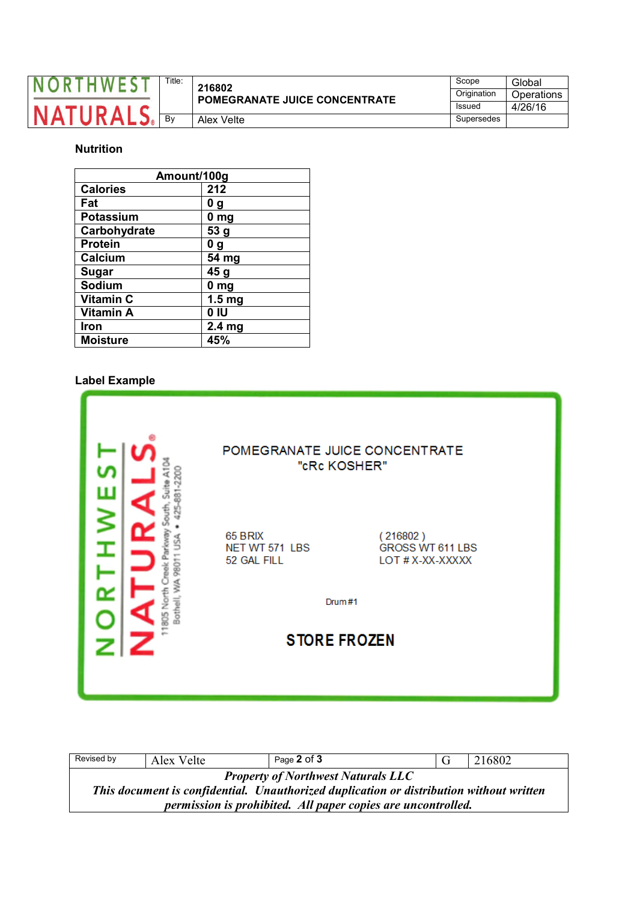## Nutrition

| Amount/100g | |
|---|---|
| **Calories** | **212** |
| **Fat** | **0 g** |
| **Potassium** | **0 mg** |
| **Carbohydrate** | **53 g** |
| **Protein** | **0 g** |
| **Calcium** | **54 mg** |
| **Sugar** | **45 g** |
| **Sodium** | **0 mg** |
| **Vitamin C** | **1.5 mg** |
| **Vitamin A** | **0 IU** |
| **Iron** | **2.4 mg** |
| **Moisture** | **45%** |

## Label Example

NORTHWEST NATURALS®

11805 North Creek Parkway South, Suite A104
Bothell, WA 98011 USA • 425-881-2200

POMEGRANATE JUICE CONCENTRATE
"cRc KOSHER"

65 BRIX
NET WT 571 LBS
52 GAL FILL

( 216802 )
GROSS WT 611 LBS
LOT # X-XX-XXXXX

Drum #1

**STORE FROZEN**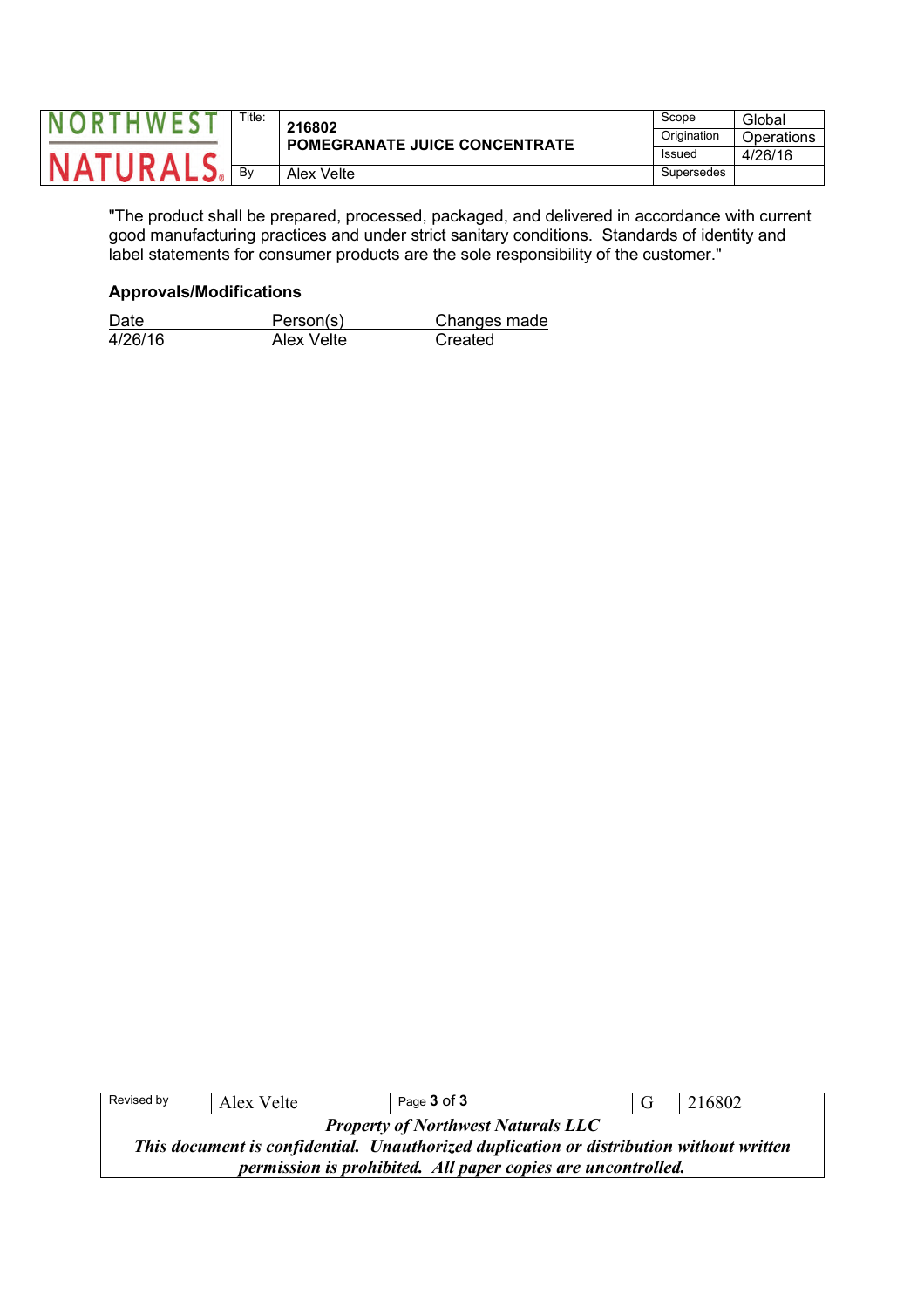"The product shall be prepared, processed, packaged, and delivered in accordance with current good manufacturing practices and under strict sanitary conditions. Standards of identity and label statements for consumer products are the sole responsibility of the customer."

## Approvals/Modifications

| Date | Person(s) | Changes made |
|---|---|---|
| 4/26/16 | Alex Velte | Created |